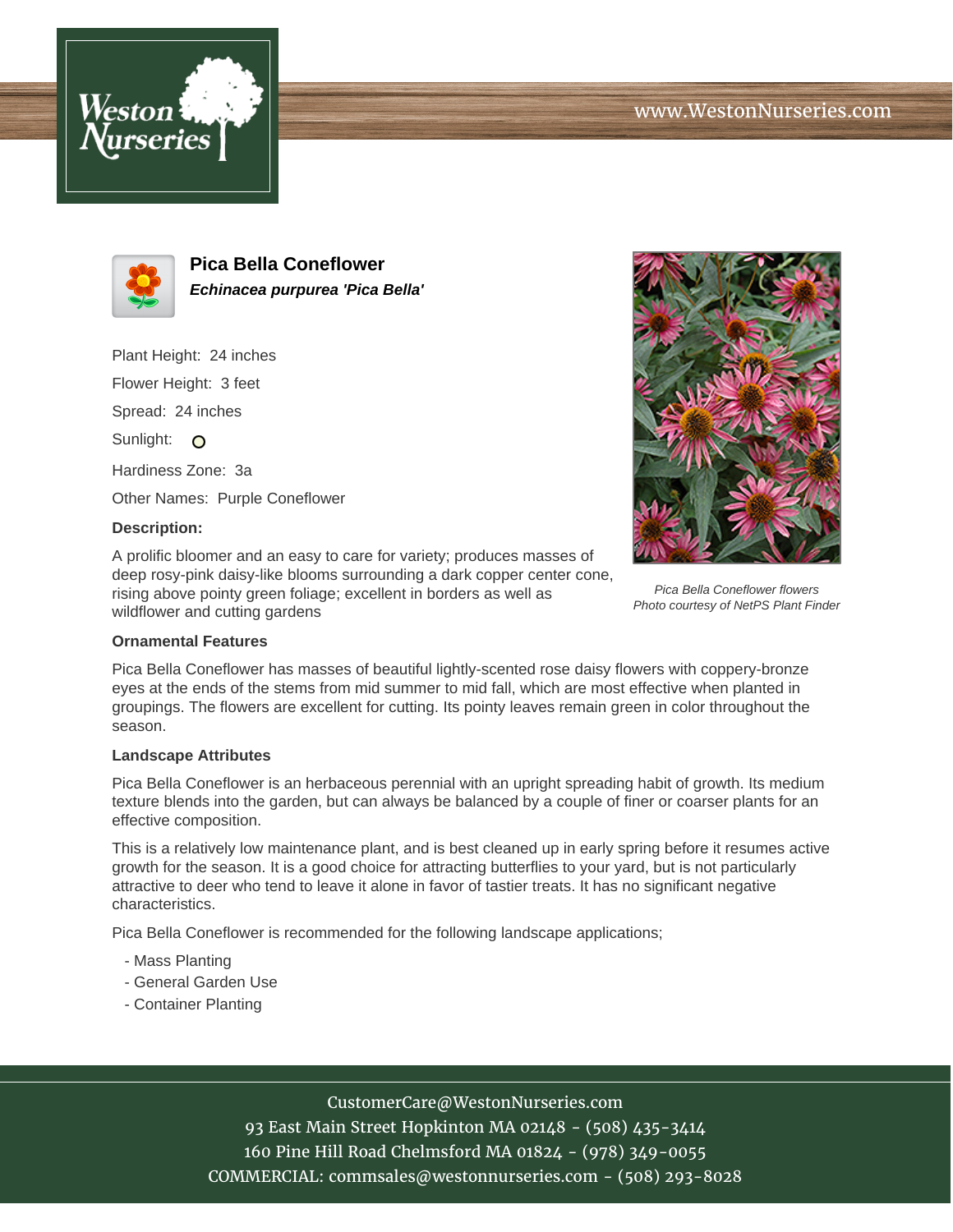# Pica Bella Coneflower

***Echinacea purpurea 'Pica Bella'***

Plant Height: 24 inches

Flower Height: 3 feet

Spread: 24 inches

Sunlight:

Hardiness Zone: 3a

Other Names: Purple Coneflower

**Description:**

A prolific bloomer and an easy to care for variety; produces masses of deep rosy-pink daisy-like blooms surrounding a dark copper center cone, rising above pointy green foliage; excellent in borders as well as wildflower and cutting gardens

*Pica Bella Coneflower flowers*
*Photo courtesy of NetPS Plant Finder*

### Ornamental Features

Pica Bella Coneflower has masses of beautiful lightly-scented rose daisy flowers with coppery-bronze eyes at the ends of the stems from mid summer to mid fall, which are most effective when planted in groupings. The flowers are excellent for cutting. Its pointy leaves remain green in color throughout the season.

### Landscape Attributes

Pica Bella Coneflower is an herbaceous perennial with an upright spreading habit of growth. Its medium texture blends into the garden, but can always be balanced by a couple of finer or coarser plants for an effective composition.

This is a relatively low maintenance plant, and is best cleaned up in early spring before it resumes active growth for the season. It is a good choice for attracting butterflies to your yard, but is not particularly attractive to deer who tend to leave it alone in favor of tastier treats. It has no significant negative characteristics.

Pica Bella Coneflower is recommended for the following landscape applications;

- Mass Planting
- General Garden Use
- Container Planting

CustomerCare@WestonNurseries.com
93 East Main Street Hopkinton MA 02148 - (508) 435-3414
160 Pine Hill Road Chelmsford MA 01824 - (978) 349-0055
COMMERCIAL: commsales@westonnurseries.com - (508) 293-8028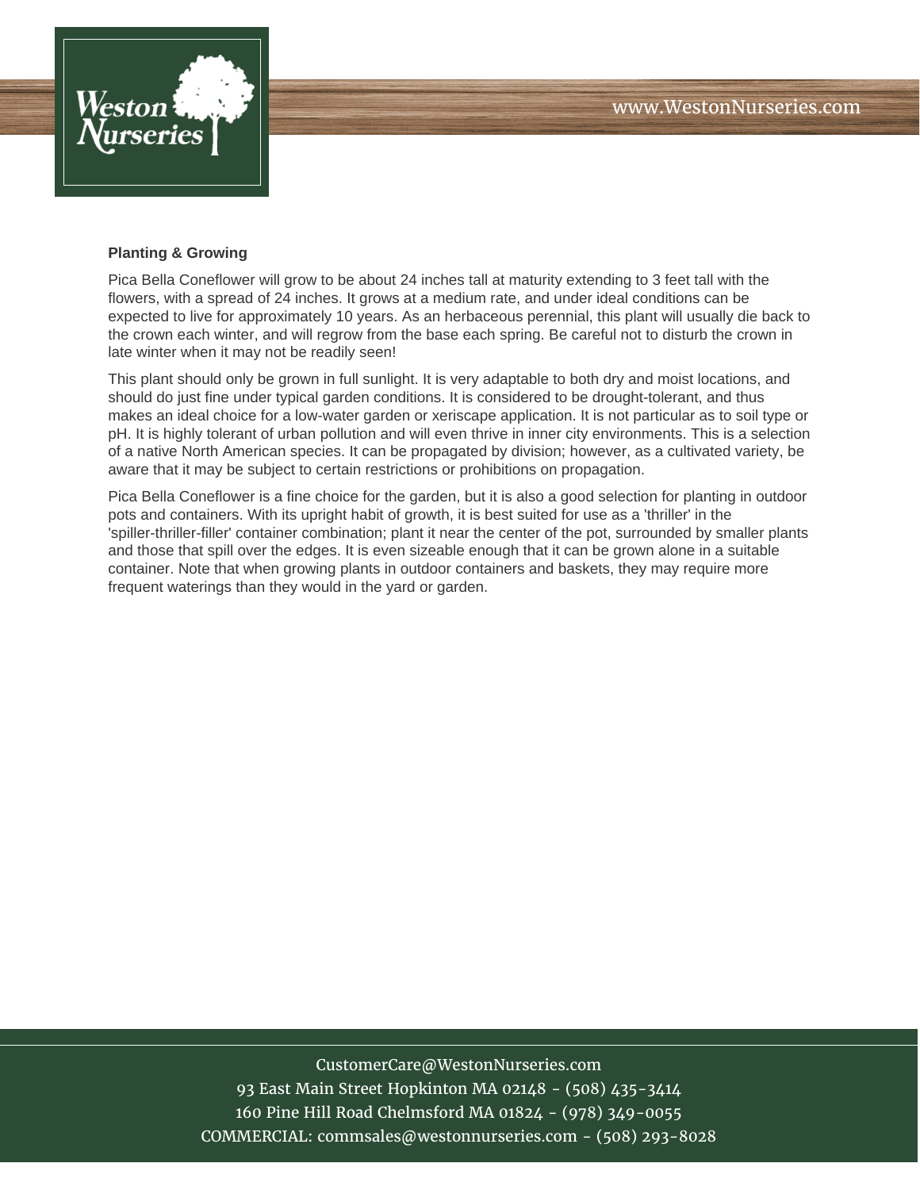### Planting & Growing

Pica Bella Coneflower will grow to be about 24 inches tall at maturity extending to 3 feet tall with the flowers, with a spread of 24 inches. It grows at a medium rate, and under ideal conditions can be expected to live for approximately 10 years. As an herbaceous perennial, this plant will usually die back to the crown each winter, and will regrow from the base each spring. Be careful not to disturb the crown in late winter when it may not be readily seen!

This plant should only be grown in full sunlight. It is very adaptable to both dry and moist locations, and should do just fine under typical garden conditions. It is considered to be drought-tolerant, and thus makes an ideal choice for a low-water garden or xeriscape application. It is not particular as to soil type or pH. It is highly tolerant of urban pollution and will even thrive in inner city environments. This is a selection of a native North American species. It can be propagated by division; however, as a cultivated variety, be aware that it may be subject to certain restrictions or prohibitions on propagation.

Pica Bella Coneflower is a fine choice for the garden, but it is also a good selection for planting in outdoor pots and containers. With its upright habit of growth, it is best suited for use as a 'thriller' in the 'spiller-thriller-filler' container combination; plant it near the center of the pot, surrounded by smaller plants and those that spill over the edges. It is even sizeable enough that it can be grown alone in a suitable container. Note that when growing plants in outdoor containers and baskets, they may require more frequent waterings than they would in the yard or garden.